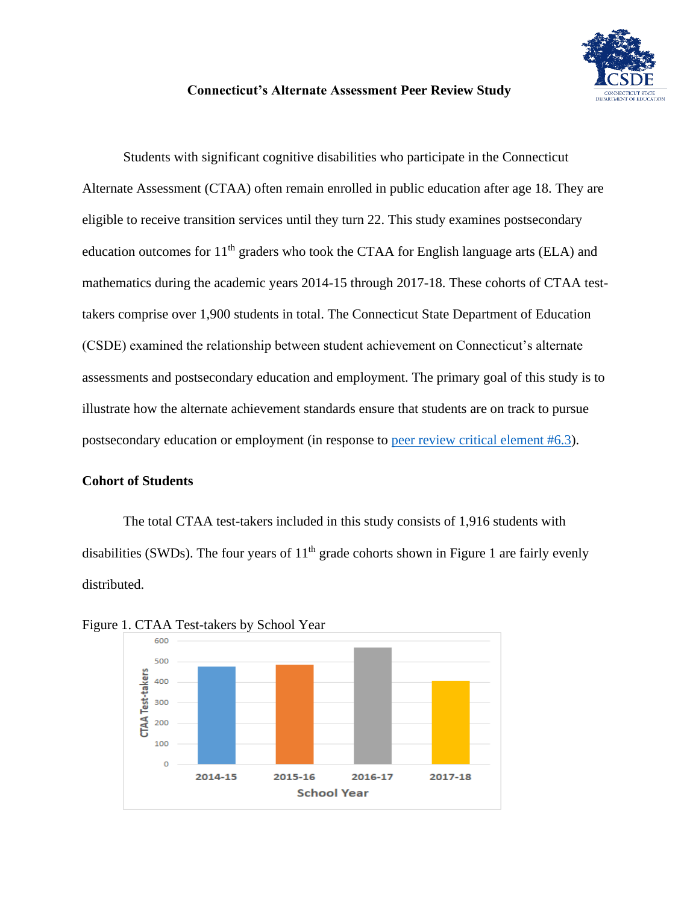# Connecticut's Alternate Assessment Peer Review Study

Students with significant cognitive disabilities who participate in the Connecticut Alternate Assessment (CTAA) often remain enrolled in public education after age 18. They are eligible to receive transition services until they turn 22. This study examines postsecondary education outcomes for 11th graders who took the CTAA for English language arts (ELA) and mathematics during the academic years 2014-15 through 2017-18. These cohorts of CTAA test-takers comprise over 1,900 students in total. The Connecticut State Department of Education (CSDE) examined the relationship between student achievement on Connecticut's alternate assessments and postsecondary education and employment. The primary goal of this study is to illustrate how the alternate achievement standards ensure that students are on track to pursue postsecondary education or employment (in response to peer review critical element #6.3).

## Cohort of Students

The total CTAA test-takers included in this study consists of 1,916 students with disabilities (SWDs). The four years of 11th grade cohorts shown in Figure 1 are fairly evenly distributed.

Figure 1. CTAA Test-takers by School Year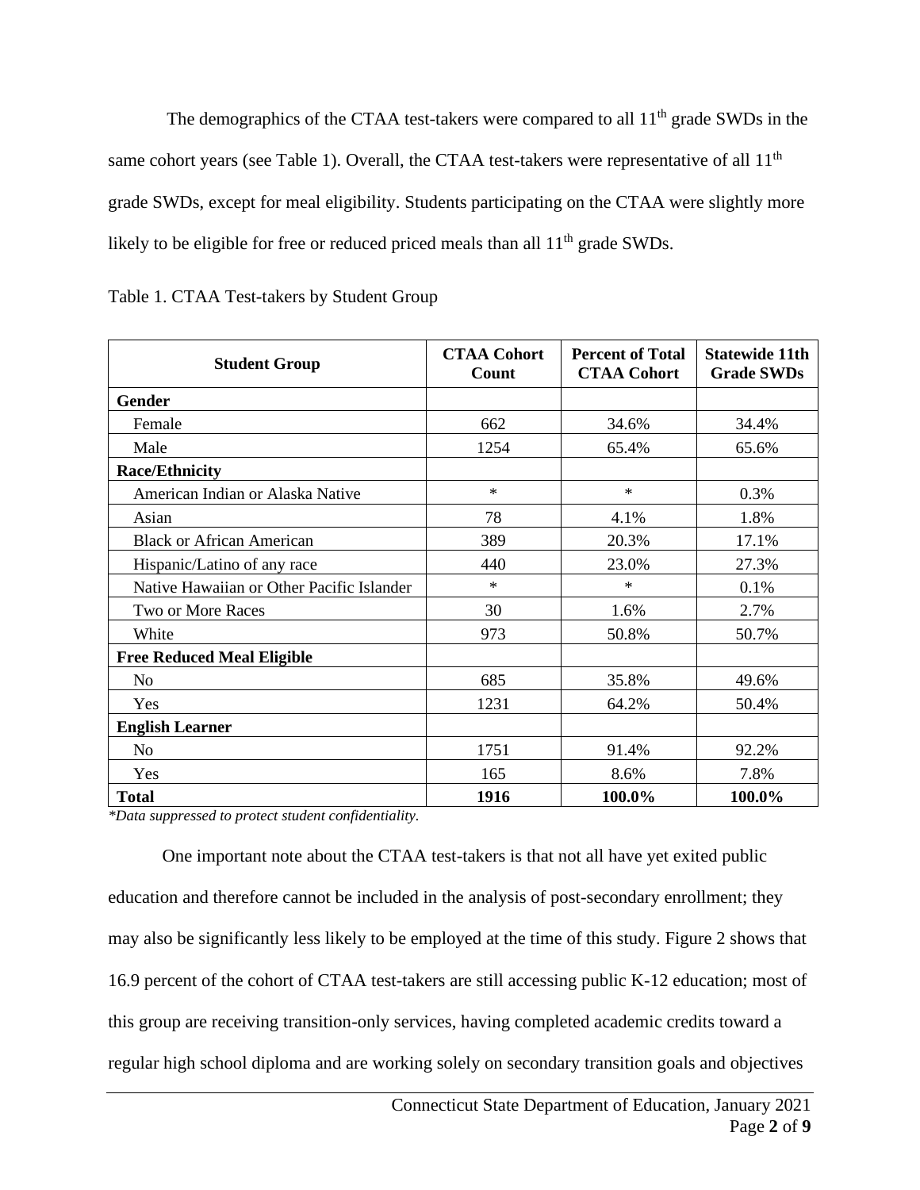The demographics of the CTAA test-takers were compared to all 11th grade SWDs in the same cohort years (see Table 1). Overall, the CTAA test-takers were representative of all 11th grade SWDs, except for meal eligibility. Students participating on the CTAA were slightly more likely to be eligible for free or reduced priced meals than all 11th grade SWDs.

Table 1. CTAA Test-takers by Student Group

| Student Group | CTAA Cohort Count | Percent of Total CTAA Cohort | Statewide 11th Grade SWDs |
|---|---|---|---|
| **Gender** | | | |
| Female | 662 | 34.6% | 34.4% |
| Male | 1254 | 65.4% | 65.6% |
| **Race/Ethnicity** | | | |
| American Indian or Alaska Native | * | * | 0.3% |
| Asian | 78 | 4.1% | 1.8% |
| Black or African American | 389 | 20.3% | 17.1% |
| Hispanic/Latino of any race | 440 | 23.0% | 27.3% |
| Native Hawaiian or Other Pacific Islander | * | * | 0.1% |
| Two or More Races | 30 | 1.6% | 2.7% |
| White | 973 | 50.8% | 50.7% |
| **Free Reduced Meal Eligible** | | | |
| No | 685 | 35.8% | 49.6% |
| Yes | 1231 | 64.2% | 50.4% |
| **English Learner** | | | |
| No | 1751 | 91.4% | 92.2% |
| Yes | 165 | 8.6% | 7.8% |
| **Total** | **1916** | **100.0%** | **100.0%** |

*\*Data suppressed to protect student confidentiality.*

One important note about the CTAA test-takers is that not all have yet exited public education and therefore cannot be included in the analysis of post-secondary enrollment; they may also be significantly less likely to be employed at the time of this study. Figure 2 shows that 16.9 percent of the cohort of CTAA test-takers are still accessing public K-12 education; most of this group are receiving transition-only services, having completed academic credits toward a regular high school diploma and are working solely on secondary transition goals and objectives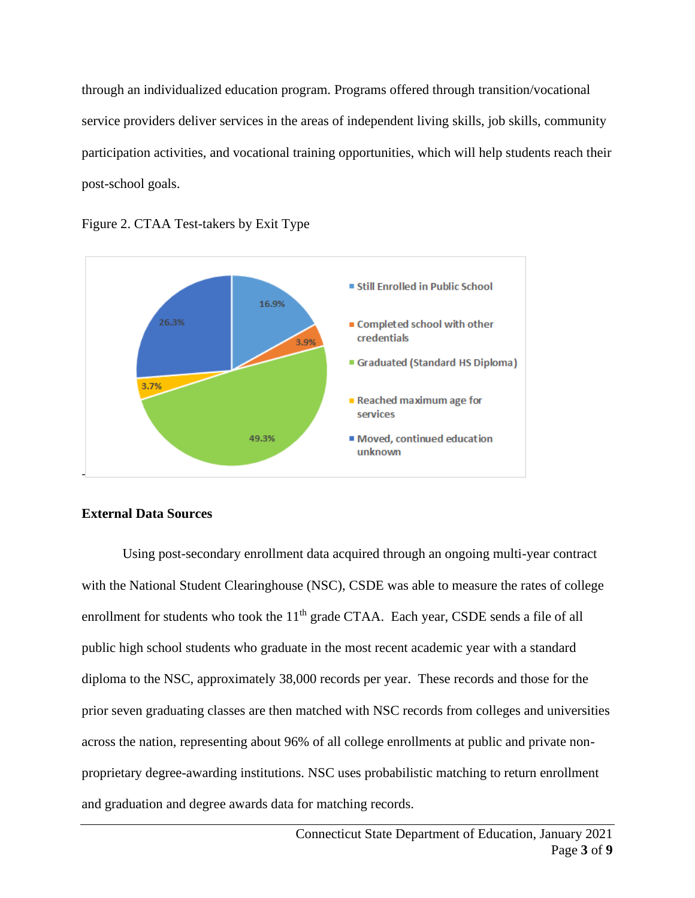through an individualized education program. Programs offered through transition/vocational service providers deliver services in the areas of independent living skills, job skills, community participation activities, and vocational training opportunities, which will help students reach their post-school goals.

Figure 2. CTAA Test-takers by Exit Type

**External Data Sources**

Using post-secondary enrollment data acquired through an ongoing multi-year contract with the National Student Clearinghouse (NSC), CSDE was able to measure the rates of college enrollment for students who took the 11th grade CTAA. Each year, CSDE sends a file of all public high school students who graduate in the most recent academic year with a standard diploma to the NSC, approximately 38,000 records per year. These records and those for the prior seven graduating classes are then matched with NSC records from colleges and universities across the nation, representing about 96% of all college enrollments at public and private non-proprietary degree-awarding institutions. NSC uses probabilistic matching to return enrollment and graduation and degree awards data for matching records.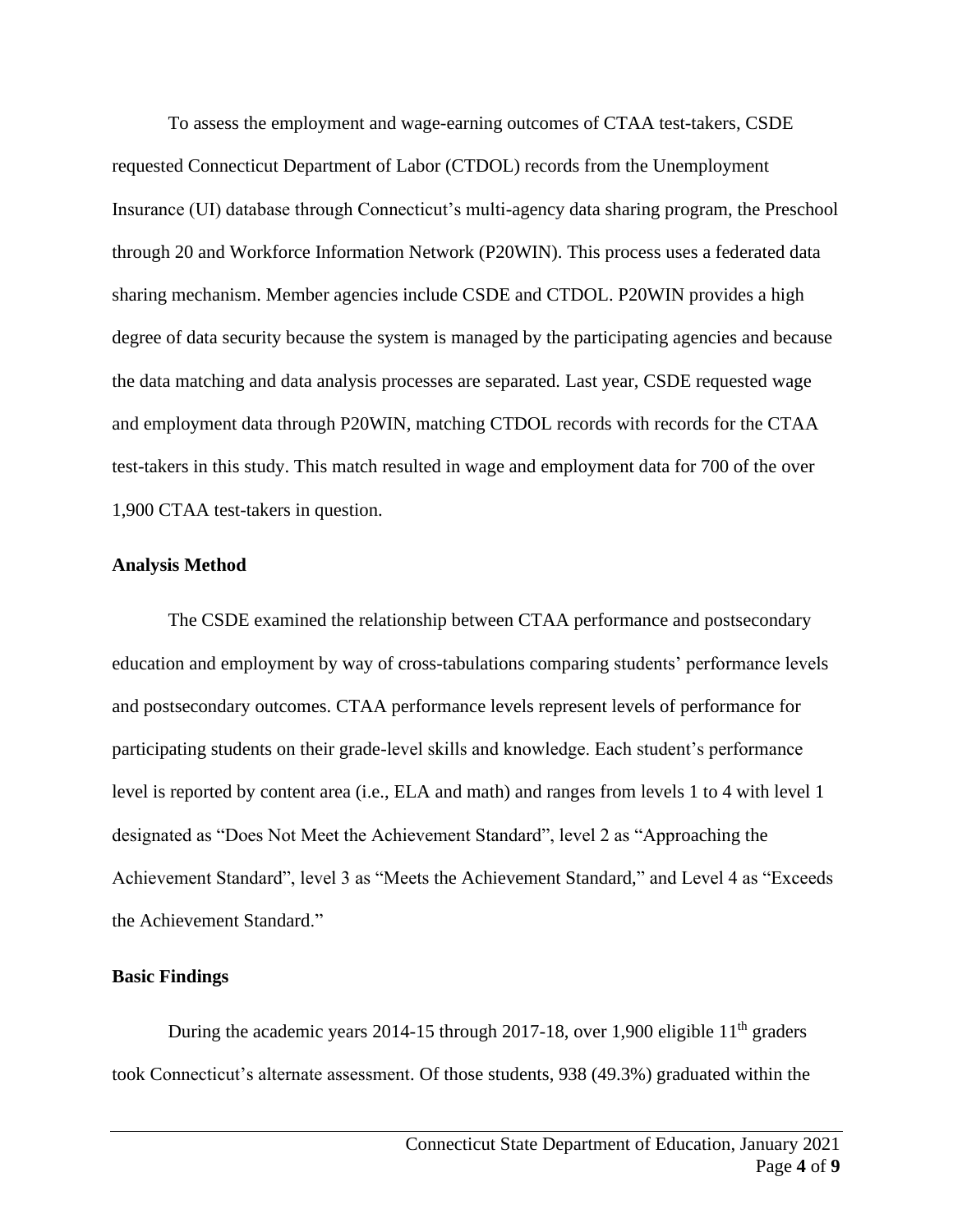To assess the employment and wage-earning outcomes of CTAA test-takers, CSDE requested Connecticut Department of Labor (CTDOL) records from the Unemployment Insurance (UI) database through Connecticut's multi-agency data sharing program, the Preschool through 20 and Workforce Information Network (P20WIN). This process uses a federated data sharing mechanism. Member agencies include CSDE and CTDOL. P20WIN provides a high degree of data security because the system is managed by the participating agencies and because the data matching and data analysis processes are separated. Last year, CSDE requested wage and employment data through P20WIN, matching CTDOL records with records for the CTAA test-takers in this study. This match resulted in wage and employment data for 700 of the over 1,900 CTAA test-takers in question.

**Analysis Method**

The CSDE examined the relationship between CTAA performance and postsecondary education and employment by way of cross-tabulations comparing students' performance levels and postsecondary outcomes. CTAA performance levels represent levels of performance for participating students on their grade-level skills and knowledge. Each student's performance level is reported by content area (i.e., ELA and math) and ranges from levels 1 to 4 with level 1 designated as "Does Not Meet the Achievement Standard", level 2 as "Approaching the Achievement Standard", level 3 as "Meets the Achievement Standard," and Level 4 as "Exceeds the Achievement Standard."

**Basic Findings**

During the academic years 2014-15 through 2017-18, over 1,900 eligible 11th graders took Connecticut's alternate assessment. Of those students, 938 (49.3%) graduated within the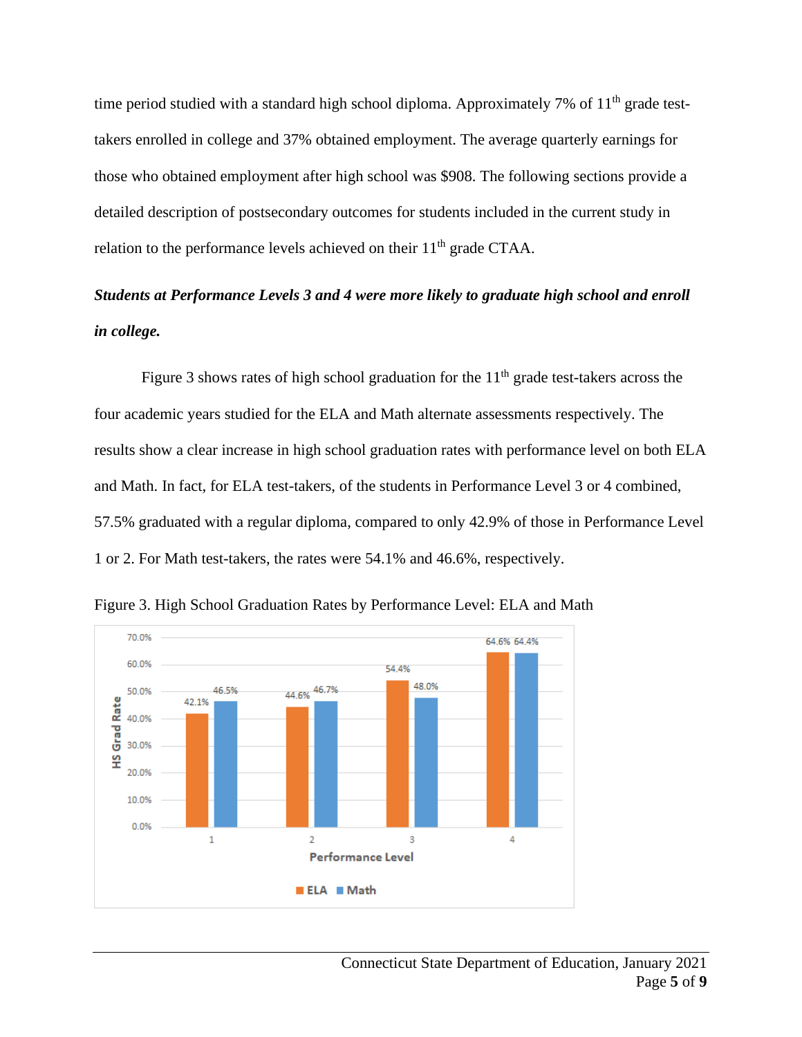time period studied with a standard high school diploma. Approximately 7% of 11th grade test-takers enrolled in college and 37% obtained employment. The average quarterly earnings for those who obtained employment after high school was $908. The following sections provide a detailed description of postsecondary outcomes for students included in the current study in relation to the performance levels achieved on their 11th grade CTAA.

***Students at Performance Levels 3 and 4 were more likely to graduate high school and enroll in college.***

Figure 3 shows rates of high school graduation for the 11th grade test-takers across the four academic years studied for the ELA and Math alternate assessments respectively. The results show a clear increase in high school graduation rates with performance level on both ELA and Math. In fact, for ELA test-takers, of the students in Performance Level 3 or 4 combined, 57.5% graduated with a regular diploma, compared to only 42.9% of those in Performance Level 1 or 2. For Math test-takers, the rates were 54.1% and 46.6%, respectively.

Figure 3. High School Graduation Rates by Performance Level: ELA and Math

| Performance Level | ELA | Math |
|---|---|---|
| 1 | 42.1% | 46.5% |
| 2 | 44.6% | 46.7% |
| 3 | 54.4% | 48.0% |
| 4 | 64.6% | 64.4% |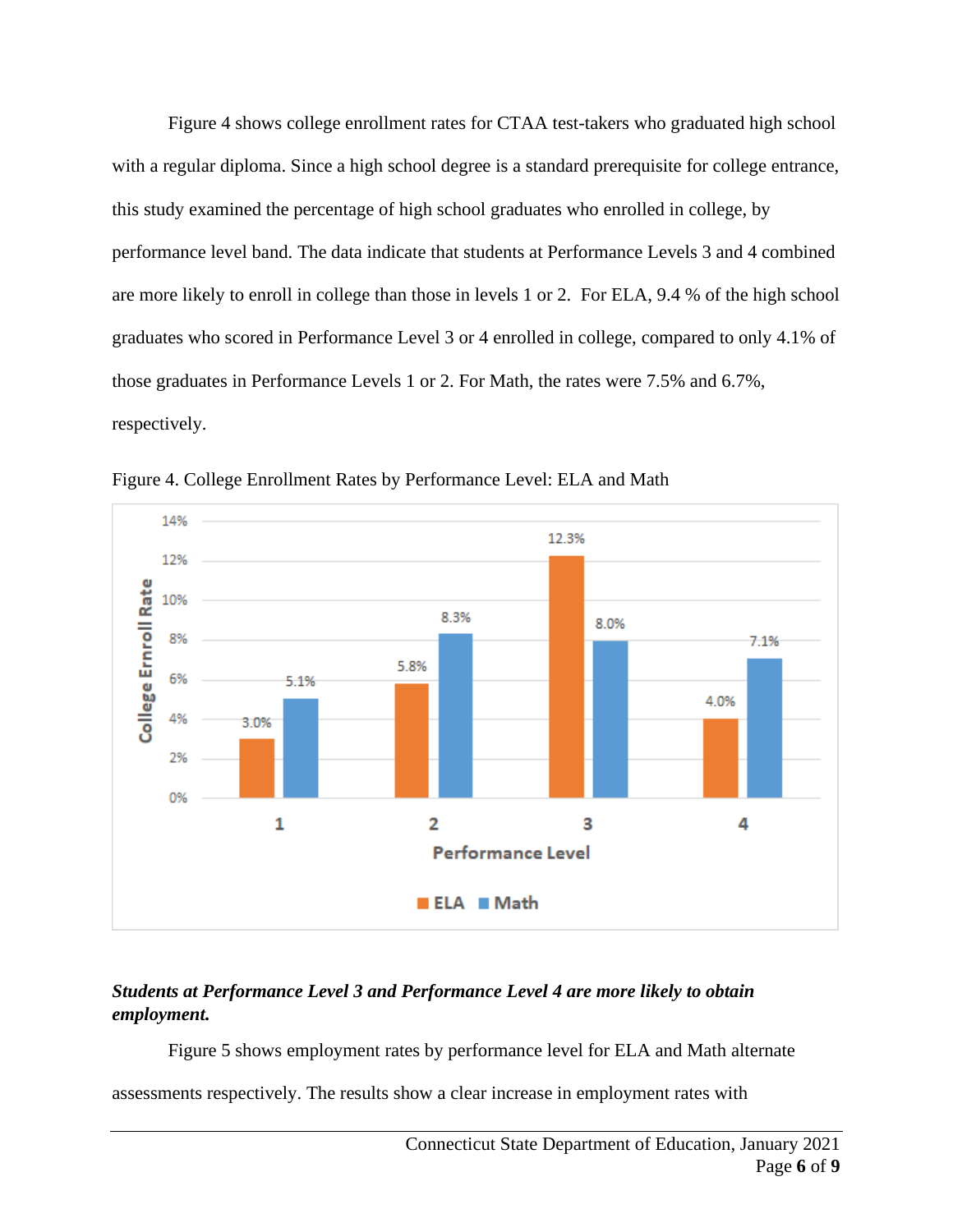Figure 4 shows college enrollment rates for CTAA test-takers who graduated high school with a regular diploma. Since a high school degree is a standard prerequisite for college entrance, this study examined the percentage of high school graduates who enrolled in college, by performance level band. The data indicate that students at Performance Levels 3 and 4 combined are more likely to enroll in college than those in levels 1 or 2. For ELA, 9.4 % of the high school graduates who scored in Performance Level 3 or 4 enrolled in college, compared to only 4.1% of those graduates in Performance Levels 1 or 2. For Math, the rates were 7.5% and 6.7%, respectively.

Figure 4. College Enrollment Rates by Performance Level: ELA and Math

| Performance Level | ELA | Math |
|---|---|---|
| 1 | 3.0% | 5.1% |
| 2 | 5.8% | 8.3% |
| 3 | 12.3% | 8.0% |
| 4 | 4.0% | 7.1% |

***Students at Performance Level 3 and Performance Level 4 are more likely to obtain employment.***

Figure 5 shows employment rates by performance level for ELA and Math alternate assessments respectively. The results show a clear increase in employment rates with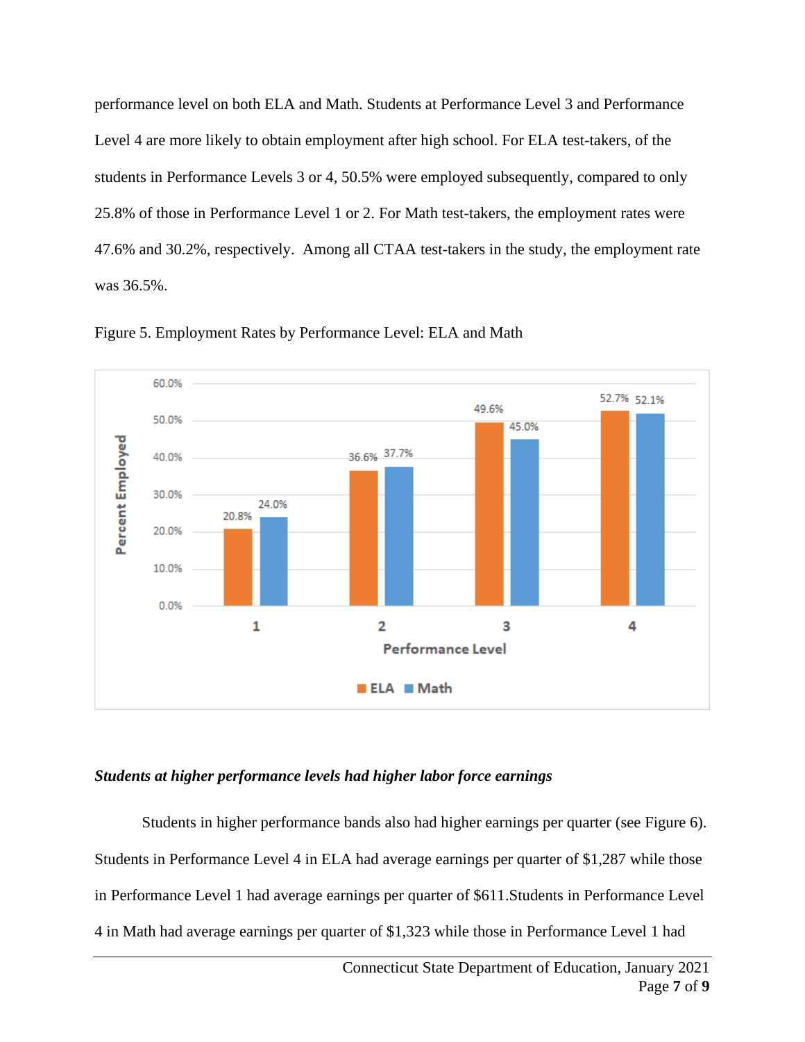performance level on both ELA and Math. Students at Performance Level 3 and Performance Level 4 are more likely to obtain employment after high school. For ELA test-takers, of the students in Performance Levels 3 or 4, 50.5% were employed subsequently, compared to only 25.8% of those in Performance Level 1 or 2. For Math test-takers, the employment rates were 47.6% and 30.2%, respectively. Among all CTAA test-takers in the study, the employment rate was 36.5%.

Figure 5. Employment Rates by Performance Level: ELA and Math

| Performance Level | ELA | Math |
|---|---|---|
| 1 | 20.8% | 24.0% |
| 2 | 36.6% | 37.7% |
| 3 | 49.6% | 45.0% |
| 4 | 52.7% | 52.1% |

***Students at higher performance levels had higher labor force earnings***

Students in higher performance bands also had higher earnings per quarter (see Figure 6). Students in Performance Level 4 in ELA had average earnings per quarter of $1,287 while those in Performance Level 1 had average earnings per quarter of $611.Students in Performance Level 4 in Math had average earnings per quarter of $1,323 while those in Performance Level 1 had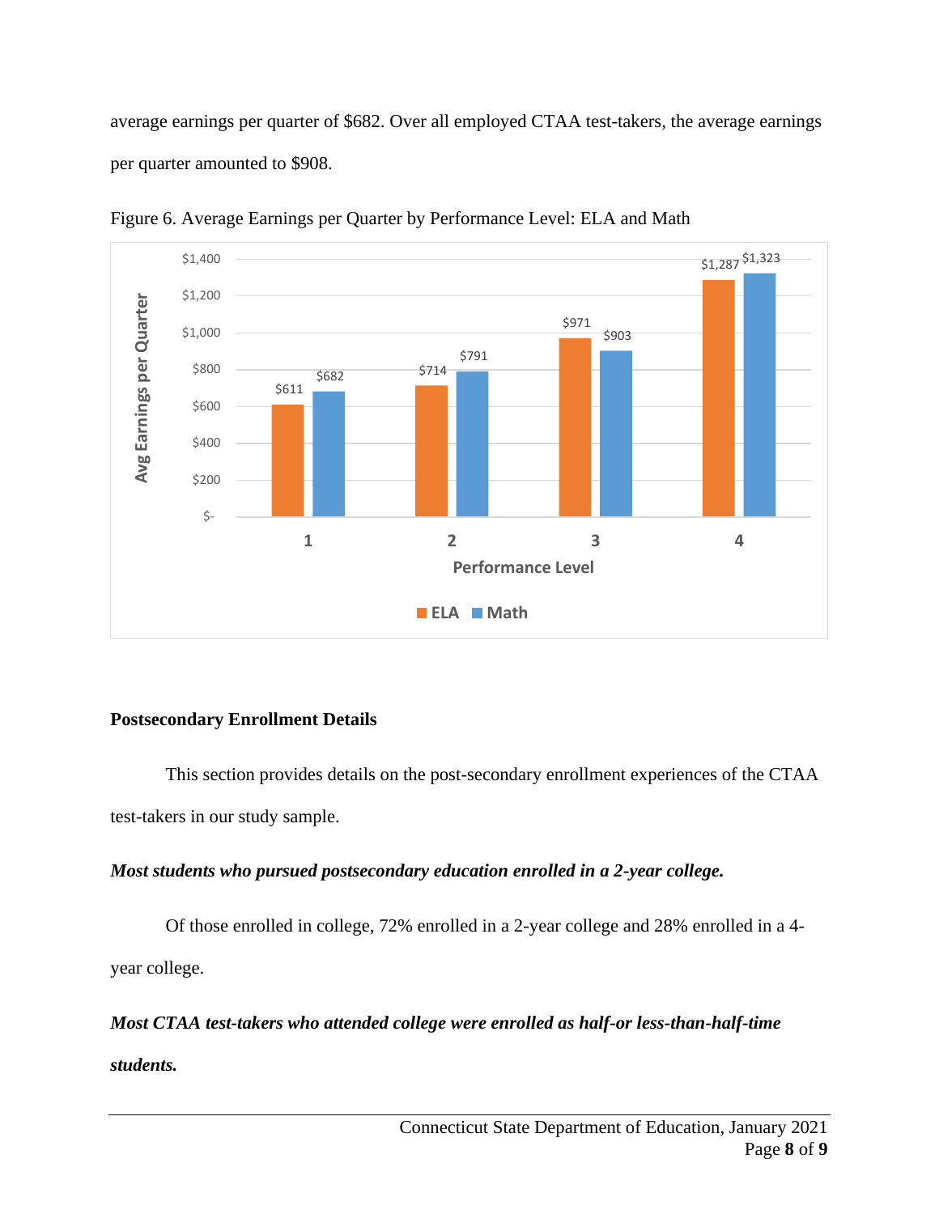average earnings per quarter of $682. Over all employed CTAA test-takers, the average earnings per quarter amounted to $908.

Figure 6. Average Earnings per Quarter by Performance Level: ELA and Math

| Performance Level | ELA | Math |
|---|---|---|
| 1 | $611 | $682 |
| 2 | $714 | $791 |
| 3 | $971 | $903 |
| 4 | $1,287 | $1,323 |

**Postsecondary Enrollment Details**

This section provides details on the post-secondary enrollment experiences of the CTAA test-takers in our study sample.

***Most students who pursued postsecondary education enrolled in a 2-year college.***

Of those enrolled in college, 72% enrolled in a 2-year college and 28% enrolled in a 4-year college.

***Most CTAA test-takers who attended college were enrolled as half-or less-than-half-time students.***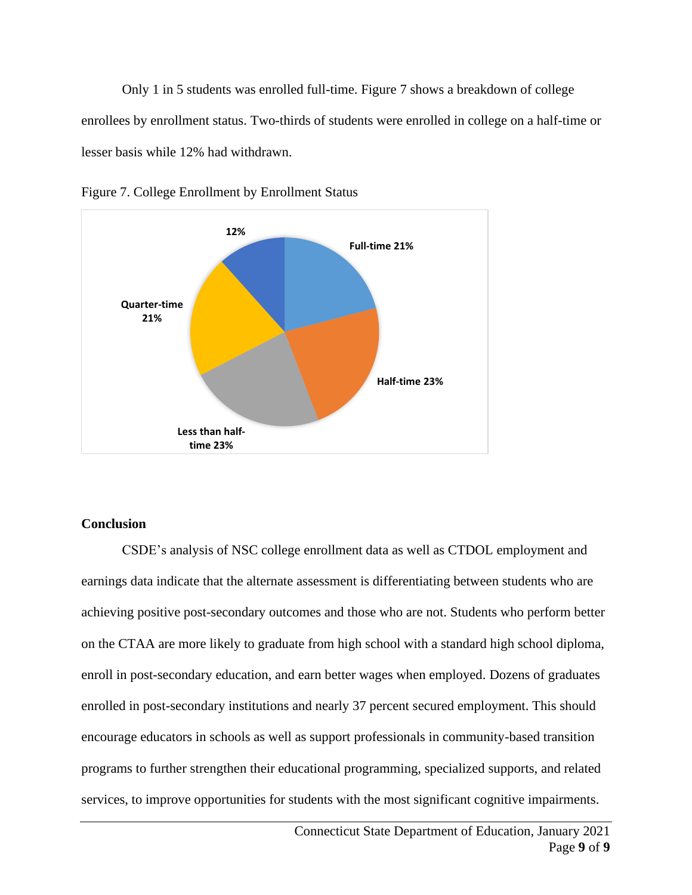Only 1 in 5 students was enrolled full-time. Figure 7 shows a breakdown of college enrollees by enrollment status. Two-thirds of students were enrolled in college on a half-time or lesser basis while 12% had withdrawn.

Figure 7. College Enrollment by Enrollment Status

12%
Full-time 21%
Half-time 23%
Less than half-time 23%
Quarter-time 21%

### Conclusion

CSDE's analysis of NSC college enrollment data as well as CTDOL employment and earnings data indicate that the alternate assessment is differentiating between students who are achieving positive post-secondary outcomes and those who are not. Students who perform better on the CTAA are more likely to graduate from high school with a standard high school diploma, enroll in post-secondary education, and earn better wages when employed. Dozens of graduates enrolled in post-secondary institutions and nearly 37 percent secured employment. This should encourage educators in schools as well as support professionals in community-based transition programs to further strengthen their educational programming, specialized supports, and related services, to improve opportunities for students with the most significant cognitive impairments.